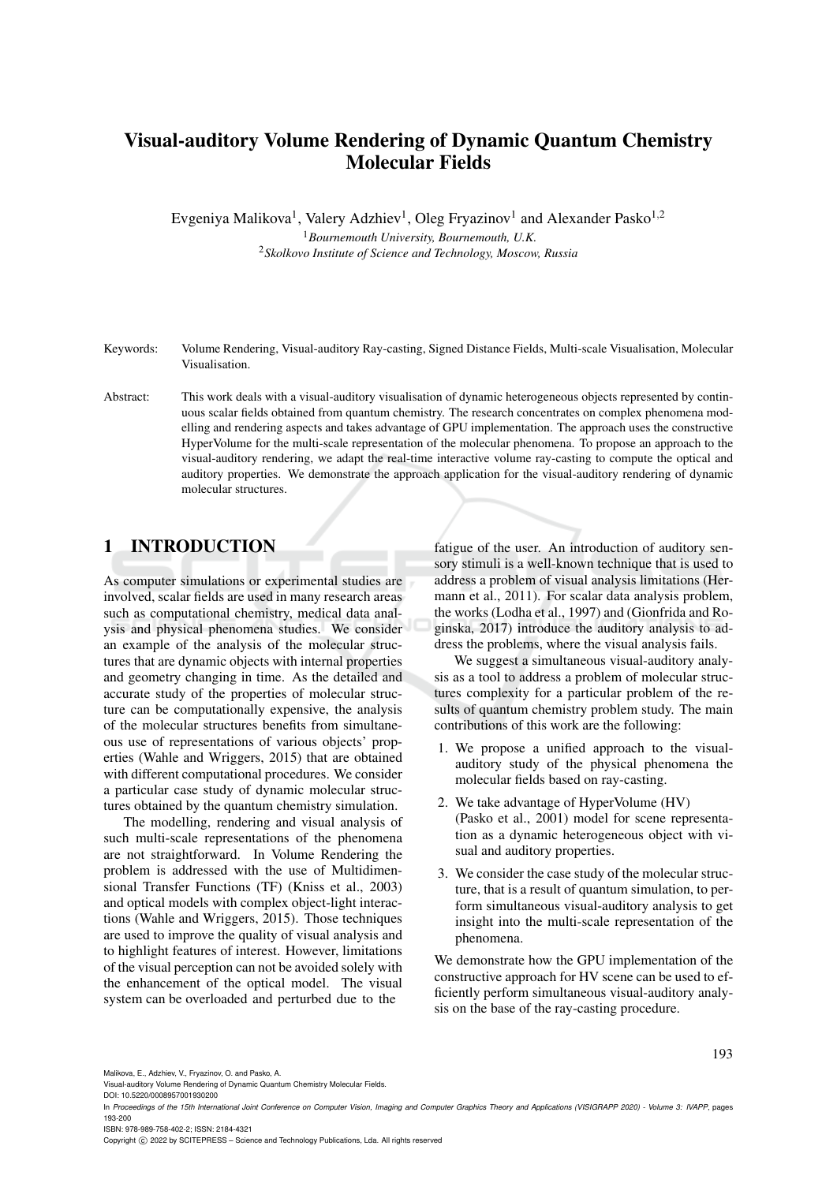# Visual-auditory Volume Rendering of Dynamic Quantum Chemistry Molecular Fields

Evgeniya Malikova[1], Valery Adzhiev[1], Oleg Fryazinov[1] and Alexander Pasko[1,2]

[1]*Bournemouth University, Bournemouth, U.K.*

[2]*Skolkovo Institute of Science and Technology, Moscow, Russia*

Keywords: Volume Rendering, Visual-auditory Ray-casting, Signed Distance Fields, Multi-scale Visualisation, Molecular Visualisation.

Abstract: This work deals with a visual-auditory visualisation of dynamic heterogeneous objects represented by continuous scalar fields obtained from quantum chemistry. The research concentrates on complex phenomena modelling and rendering aspects and takes advantage of GPU implementation. The approach uses the constructive HyperVolume for the multi-scale representation of the molecular phenomena. To propose an approach to the visual-auditory rendering, we adapt the real-time interactive volume ray-casting to compute the optical and auditory properties. We demonstrate the approach application for the visual-auditory rendering of dynamic molecular structures.

## 1 INTRODUCTION

As computer simulations or experimental studies are involved, scalar fields are used in many research areas such as computational chemistry, medical data analysis and physical phenomena studies. We consider an example of the analysis of the molecular structures that are dynamic objects with internal properties and geometry changing in time. As the detailed and accurate study of the properties of molecular structure can be computationally expensive, the analysis of the molecular structures benefits from simultaneous use of representations of various objects' properties (Wahle and Wriggers, 2015) that are obtained with different computational procedures. We consider a particular case study of dynamic molecular structures obtained by the quantum chemistry simulation.

The modelling, rendering and visual analysis of such multi-scale representations of the phenomena are not straightforward. In Volume Rendering the problem is addressed with the use of Multidimensional Transfer Functions (TF) (Kniss et al., 2003) and optical models with complex object-light interactions (Wahle and Wriggers, 2015). Those techniques are used to improve the quality of visual analysis and to highlight features of interest. However, limitations of the visual perception can not be avoided solely with the enhancement of the optical model. The visual system can be overloaded and perturbed due to the fatigue of the user. An introduction of auditory sensory stimuli is a well-known technique that is used to address a problem of visual analysis limitations (Hermann et al., 2011). For scalar data analysis problem, the works (Lodha et al., 1997) and (Gionfrida and Roginska, 2017) introduce the auditory analysis to address the problems, where the visual analysis fails.

We suggest a simultaneous visual-auditory analysis as a tool to address a problem of molecular structures complexity for a particular problem of the results of quantum chemistry problem study. The main contributions of this work are the following:

1. We propose a unified approach to the visual-auditory study of the physical phenomena the molecular fields based on ray-casting.
2. We take advantage of HyperVolume (HV) (Pasko et al., 2001) model for scene representation as a dynamic heterogeneous object with visual and auditory properties.
3. We consider the case study of the molecular structure, that is a result of quantum simulation, to perform simultaneous visual-auditory analysis to get insight into the multi-scale representation of the phenomena.

We demonstrate how the GPU implementation of the constructive approach for HV scene can be used to efficiently perform simultaneous visual-auditory analysis on the base of the ray-casting procedure.

Malikova, E., Adzhiev, V., Fryazinov, O. and Pasko, A.
Visual-auditory Volume Rendering of Dynamic Quantum Chemistry Molecular Fields.
DOI: 10.5220/0008957001930200
In *Proceedings of the 15th International Joint Conference on Computer Vision, Imaging and Computer Graphics Theory and Applications (VISIGRAPP 2020) - Volume 3: IVAPP*, pages 193-200
ISBN: 978-989-758-402-2; ISSN: 2184-4321
Copyright © 2022 by SCITEPRESS – Science and Technology Publications, Lda. All rights reserved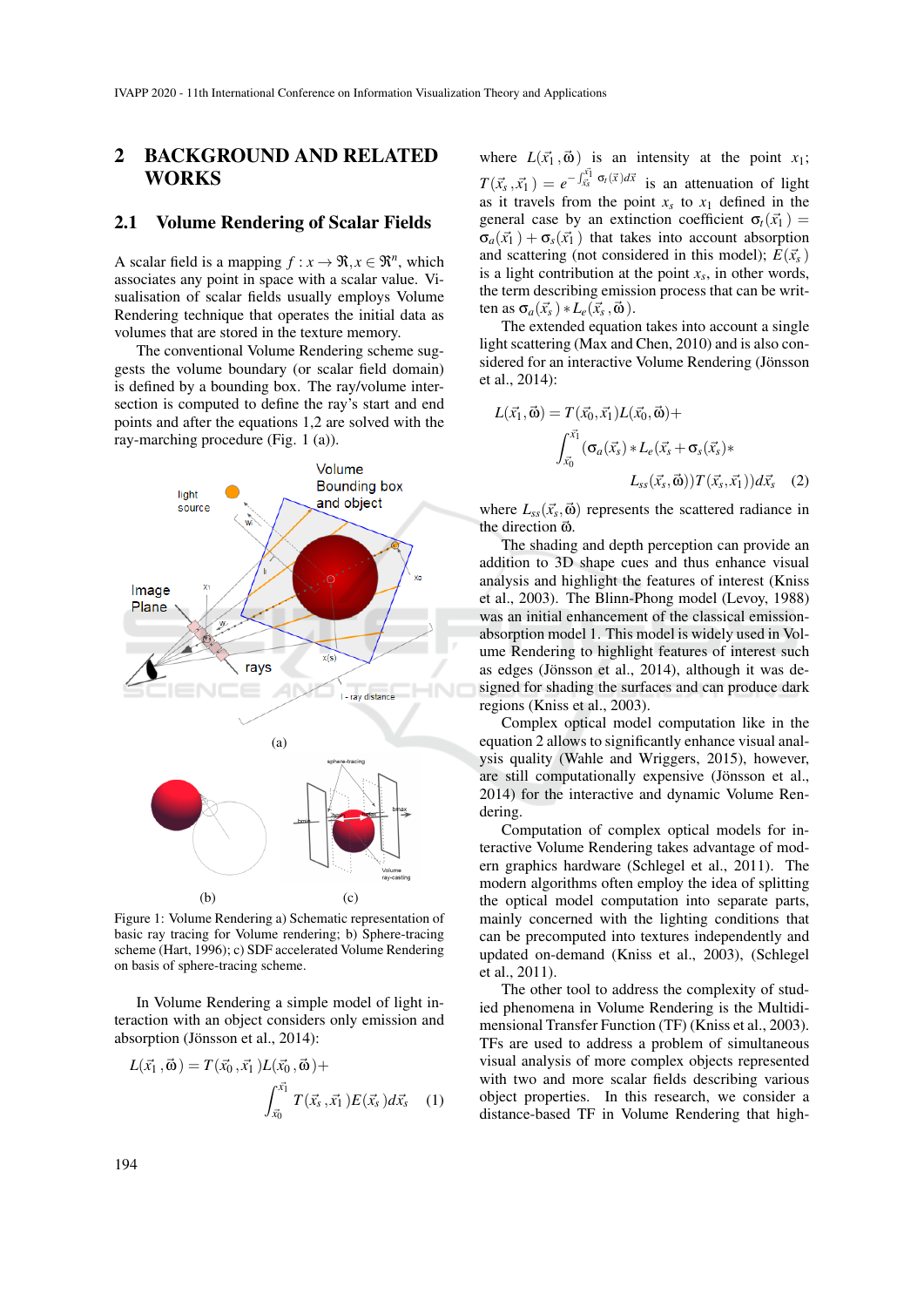## 2 BACKGROUND AND RELATED WORKS

### 2.1 Volume Rendering of Scalar Fields

A scalar field is a mapping $f : x \rightarrow \Re, x \in \Re^n$, which associates any point in space with a scalar value. Visualisation of scalar fields usually employs Volume Rendering technique that operates the initial data as volumes that are stored in the texture memory.

The conventional Volume Rendering scheme suggests the volume boundary (or scalar field domain) is defined by a bounding box. The ray/volume intersection is computed to define the ray's start and end points and after the equations 1,2 are solved with the ray-marching procedure (Fig. 1 (a)).

Figure 1: Volume Rendering a) Schematic representation of basic ray tracing for Volume rendering; b) Sphere-tracing scheme (Hart, 1996); c) SDF accelerated Volume Rendering on basis of sphere-tracing scheme.

In Volume Rendering a simple model of light interaction with an object considers only emission and absorption (Jönsson et al., 2014):

$$L(\vec{x}_1, \vec{\omega}) = T(\vec{x}_0, \vec{x}_1)L(\vec{x}_0, \vec{\omega}) + \int_{\vec{x}_0}^{\vec{x}_1} T(\vec{x}_s, \vec{x}_1)E(\vec{x}_s)d\vec{x}_s \quad (1)$$

where $L(\vec{x}_1, \vec{\omega})$ is an intensity at the point $x_1$; $T(\vec{x}_s, \vec{x}_1) = e^{-\int_{\vec{x}_s}^{\vec{x}_1} \sigma_t(\vec{x})d\vec{x}}$ is an attenuation of light as it travels from the point $x_s$ to $x_1$ defined in the general case by an extinction coefficient $\sigma_t(\vec{x}_1) = \sigma_a(\vec{x}_1) + \sigma_s(\vec{x}_1)$ that takes into account absorption and scattering (not considered in this model); $E(\vec{x}_s)$ is a light contribution at the point $x_s$, in other words, the term describing emission process that can be written as $\sigma_a(\vec{x}_s) * L_e(\vec{x}_s, \vec{\omega})$.

The extended equation takes into account a single light scattering (Max and Chen, 2010) and is also considered for an interactive Volume Rendering (Jönsson et al., 2014):

$$L(\vec{x}_1, \vec{\omega}) = T(\vec{x}_0, \vec{x}_1)L(\vec{x}_0, \vec{\omega}) + \int_{\vec{x}_0}^{\vec{x}_1} (\sigma_a(\vec{x}_s) * L_e(\vec{x}_s + \sigma_s(\vec{x}_s) * L_{ss}(\vec{x}_s, \vec{\omega}))T(\vec{x}_s, \vec{x}_1))d\vec{x}_s \quad (2)$$

where $L_{ss}(\vec{x}_s, \vec{\omega})$ represents the scattered radiance in the direction $\vec{\omega}$.

The shading and depth perception can provide an addition to 3D shape cues and thus enhance visual analysis and highlight the features of interest (Kniss et al., 2003). The Blinn-Phong model (Levoy, 1988) was an initial enhancement of the classical emission-absorption model 1. This model is widely used in Volume Rendering to highlight features of interest such as edges (Jönsson et al., 2014), although it was designed for shading the surfaces and can produce dark regions (Kniss et al., 2003).

Complex optical model computation like in the equation 2 allows to significantly enhance visual analysis quality (Wahle and Wriggers, 2015), however, are still computationally expensive (Jönsson et al., 2014) for the interactive and dynamic Volume Rendering.

Computation of complex optical models for interactive Volume Rendering takes advantage of modern graphics hardware (Schlegel et al., 2011). The modern algorithms often employ the idea of splitting the optical model computation into separate parts, mainly concerned with the lighting conditions that can be precomputed into textures independently and updated on-demand (Kniss et al., 2003), (Schlegel et al., 2011).

The other tool to address the complexity of studied phenomena in Volume Rendering is the Multidimensional Transfer Function (TF) (Kniss et al., 2003). TFs are used to address a problem of simultaneous visual analysis of more complex objects represented with two and more scalar fields describing various object properties. In this research, we consider a distance-based TF in Volume Rendering that high-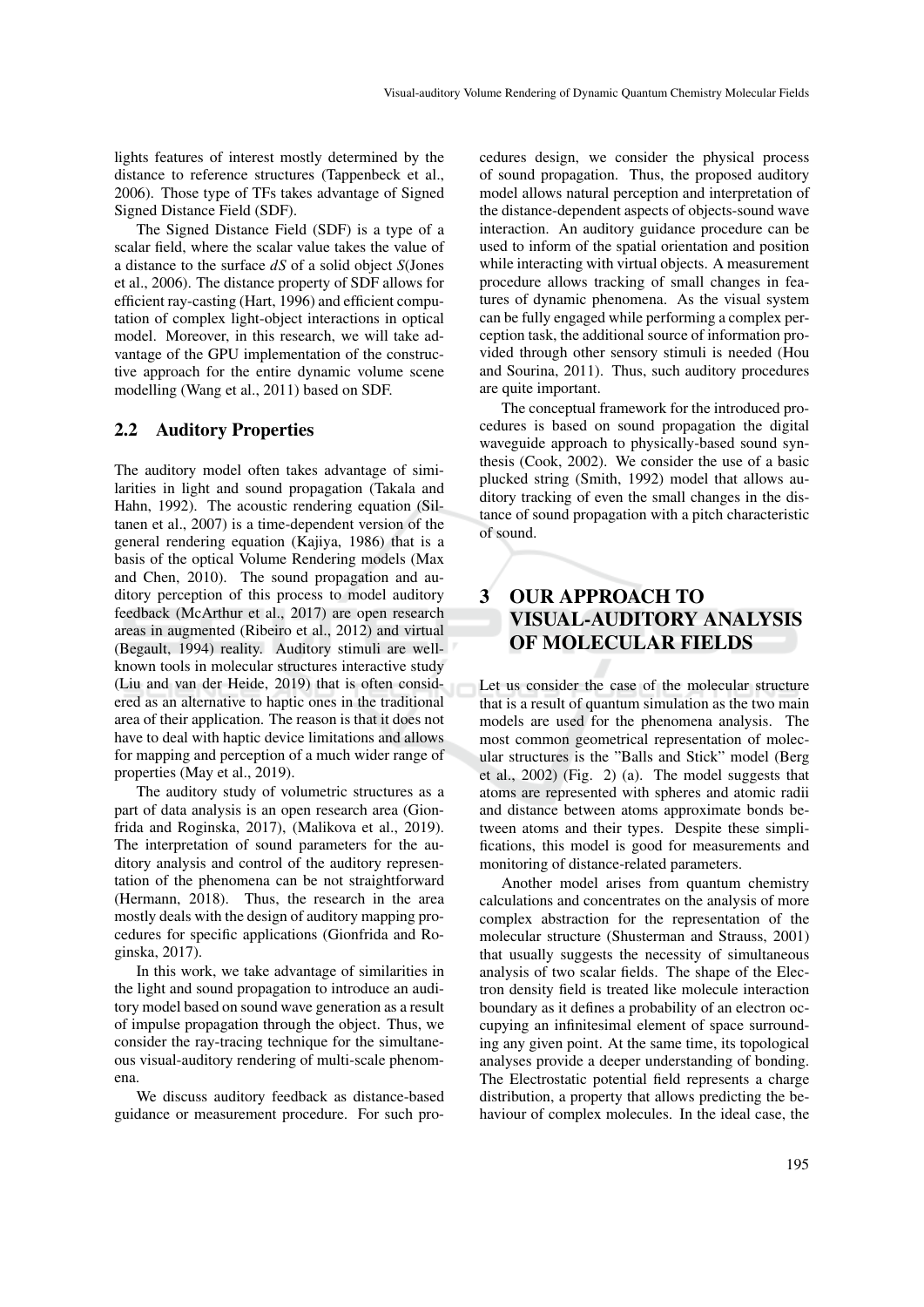lights features of interest mostly determined by the distance to reference structures (Tappenbeck et al., 2006). Those type of TFs takes advantage of Signed Signed Distance Field (SDF).

The Signed Distance Field (SDF) is a type of a scalar field, where the scalar value takes the value of a distance to the surface $dS$ of a solid object $S$(Jones et al., 2006). The distance property of SDF allows for efficient ray-casting (Hart, 1996) and efficient computation of complex light-object interactions in optical model. Moreover, in this research, we will take advantage of the GPU implementation of the constructive approach for the entire dynamic volume scene modelling (Wang et al., 2011) based on SDF.

### 2.2 Auditory Properties

The auditory model often takes advantage of similarities in light and sound propagation (Takala and Hahn, 1992). The acoustic rendering equation (Siltanen et al., 2007) is a time-dependent version of the general rendering equation (Kajiya, 1986) that is a basis of the optical Volume Rendering models (Max and Chen, 2010). The sound propagation and auditory perception of this process to model auditory feedback (McArthur et al., 2017) are open research areas in augmented (Ribeiro et al., 2012) and virtual (Begault, 1994) reality. Auditory stimuli are well-known tools in molecular structures interactive study (Liu and van der Heide, 2019) that is often considered as an alternative to haptic ones in the traditional area of their application. The reason is that it does not have to deal with haptic device limitations and allows for mapping and perception of a much wider range of properties (May et al., 2019).

The auditory study of volumetric structures as a part of data analysis is an open research area (Gionfrida and Roginska, 2017), (Malikova et al., 2019). The interpretation of sound parameters for the auditory analysis and control of the auditory representation of the phenomena can be not straightforward (Hermann, 2018). Thus, the research in the area mostly deals with the design of auditory mapping procedures for specific applications (Gionfrida and Roginska, 2017).

In this work, we take advantage of similarities in the light and sound propagation to introduce an auditory model based on sound wave generation as a result of impulse propagation through the object. Thus, we consider the ray-tracing technique for the simultaneous visual-auditory rendering of multi-scale phenomena.

We discuss auditory feedback as distance-based guidance or measurement procedure. For such procedures design, we consider the physical process of sound propagation. Thus, the proposed auditory model allows natural perception and interpretation of the distance-dependent aspects of objects-sound wave interaction. An auditory guidance procedure can be used to inform of the spatial orientation and position while interacting with virtual objects. A measurement procedure allows tracking of small changes in features of dynamic phenomena. As the visual system can be fully engaged while performing a complex perception task, the additional source of information provided through other sensory stimuli is needed (Hou and Sourina, 2011). Thus, such auditory procedures are quite important.

The conceptual framework for the introduced procedures is based on sound propagation the digital waveguide approach to physically-based sound synthesis (Cook, 2002). We consider the use of a basic plucked string (Smith, 1992) model that allows auditory tracking of even the small changes in the distance of sound propagation with a pitch characteristic of sound.

## 3 OUR APPROACH TO VISUAL-AUDITORY ANALYSIS OF MOLECULAR FIELDS

Let us consider the case of the molecular structure that is a result of quantum simulation as the two main models are used for the phenomena analysis. The most common geometrical representation of molecular structures is the "Balls and Stick" model (Berg et al., 2002) (Fig. 2) (a). The model suggests that atoms are represented with spheres and atomic radii and distance between atoms approximate bonds between atoms and their types. Despite these simplifications, this model is good for measurements and monitoring of distance-related parameters.

Another model arises from quantum chemistry calculations and concentrates on the analysis of more complex abstraction for the representation of the molecular structure (Shusterman and Strauss, 2001) that usually suggests the necessity of simultaneous analysis of two scalar fields. The shape of the Electron density field is treated like molecule interaction boundary as it defines a probability of an electron occupying an infinitesimal element of space surrounding any given point. At the same time, its topological analyses provide a deeper understanding of bonding. The Electrostatic potential field represents a charge distribution, a property that allows predicting the behaviour of complex molecules. In the ideal case, the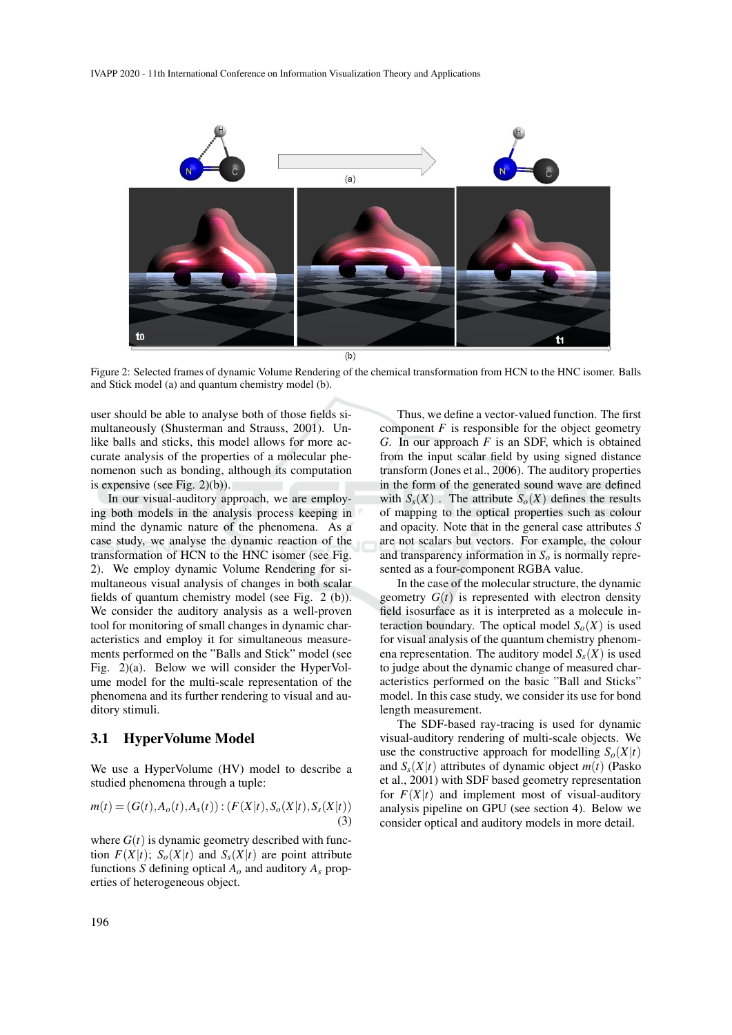Figure 2: Selected frames of dynamic Volume Rendering of the chemical transformation from HCN to the HNC isomer. Balls and Stick model (a) and quantum chemistry model (b).

user should be able to analyse both of those fields simultaneously (Shusterman and Strauss, 2001). Unlike balls and sticks, this model allows for more accurate analysis of the properties of a molecular phenomenon such as bonding, although its computation is expensive (see Fig. 2)(b)).

In our visual-auditory approach, we are employing both models in the analysis process keeping in mind the dynamic nature of the phenomena. As a case study, we analyse the dynamic reaction of the transformation of HCN to the HNC isomer (see Fig. 2). We employ dynamic Volume Rendering for simultaneous visual analysis of changes in both scalar fields of quantum chemistry model (see Fig. 2 (b)). We consider the auditory analysis as a well-proven tool for monitoring of small changes in dynamic characteristics and employ it for simultaneous measurements performed on the "Balls and Stick" model (see Fig. 2)(a). Below we will consider the HyperVolume model for the multi-scale representation of the phenomena and its further rendering to visual and auditory stimuli.

## 3.1 HyperVolume Model

We use a HyperVolume (HV) model to describe a studied phenomena through a tuple:

$$m(t) = (G(t), A_o(t), A_s(t)) : (F(X|t), S_o(X|t), S_s(X|t)) \tag{3}$$

where $G(t)$ is dynamic geometry described with function $F(X|t)$; $S_o(X|t)$ and $S_s(X|t)$ are point attribute functions $S$ defining optical $A_o$ and auditory $A_s$ properties of heterogeneous object.

Thus, we define a vector-valued function. The first component $F$ is responsible for the object geometry $G$. In our approach $F$ is an SDF, which is obtained from the input scalar field by using signed distance transform (Jones et al., 2006). The auditory properties in the form of the generated sound wave are defined with $S_s(X)$ . The attribute $S_o(X)$ defines the results of mapping to the optical properties such as colour and opacity. Note that in the general case attributes $S$ are not scalars but vectors. For example, the colour and transparency information in $S_o$ is normally represented as a four-component RGBA value.

In the case of the molecular structure, the dynamic geometry $G(t)$ is represented with electron density field isosurface as it is interpreted as a molecule interaction boundary. The optical model $S_o(X)$ is used for visual analysis of the quantum chemistry phenomena representation. The auditory model $S_s(X)$ is used to judge about the dynamic change of measured characteristics performed on the basic "Ball and Sticks" model. In this case study, we consider its use for bond length measurement.

The SDF-based ray-tracing is used for dynamic visual-auditory rendering of multi-scale objects. We use the constructive approach for modelling $S_o(X|t)$ and $S_s(X|t)$ attributes of dynamic object $m(t)$ (Pasko et al., 2001) with SDF based geometry representation for $F(X|t)$ and implement most of visual-auditory analysis pipeline on GPU (see section 4). Below we consider optical and auditory models in more detail.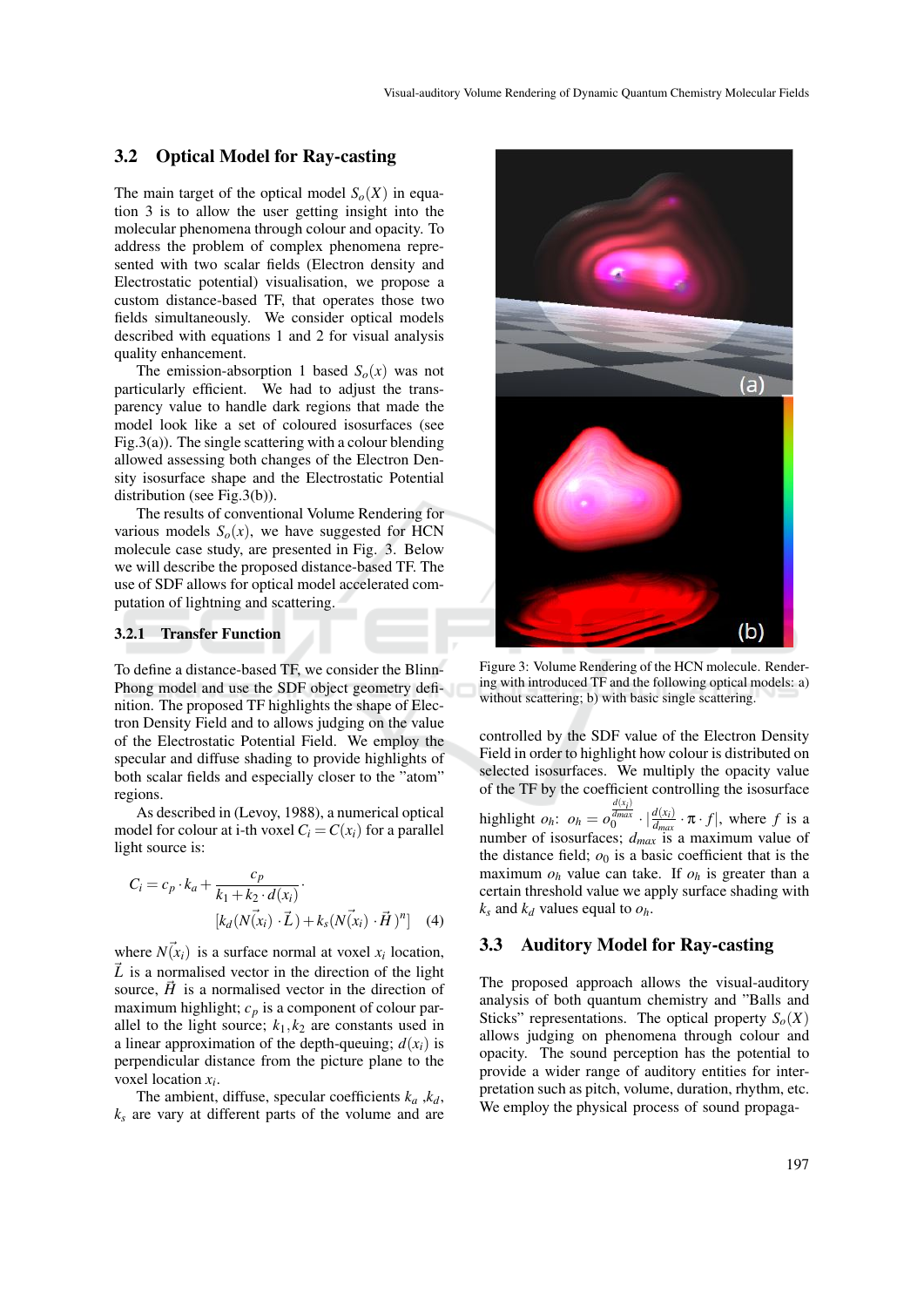### 3.2 Optical Model for Ray-casting

The main target of the optical model $S_o(X)$ in equation 3 is to allow the user getting insight into the molecular phenomena through colour and opacity. To address the problem of complex phenomena represented with two scalar fields (Electron density and Electrostatic potential) visualisation, we propose a custom distance-based TF, that operates those two fields simultaneously. We consider optical models described with equations 1 and 2 for visual analysis quality enhancement.

The emission-absorption 1 based $S_o(x)$ was not particularly efficient. We had to adjust the transparency value to handle dark regions that made the model look like a set of coloured isosurfaces (see Fig.3(a)). The single scattering with a colour blending allowed assessing both changes of the Electron Density isosurface shape and the Electrostatic Potential distribution (see Fig.3(b)).

The results of conventional Volume Rendering for various models $S_o(x)$, we have suggested for HCN molecule case study, are presented in Fig. 3. Below we will describe the proposed distance-based TF. The use of SDF allows for optical model accelerated computation of lightning and scattering.

#### 3.2.1 Transfer Function

To define a distance-based TF, we consider the Blinn-Phong model and use the SDF object geometry definition. The proposed TF highlights the shape of Electron Density Field and to allows judging on the value of the Electrostatic Potential Field. We employ the specular and diffuse shading to provide highlights of both scalar fields and especially closer to the "atom" regions.

As described in (Levoy, 1988), a numerical optical model for colour at i-th voxel $C_i = C(x_i)$ for a parallel light source is:

$$C_i = c_p \cdot k_a + \frac{c_p}{k_1 + k_2 \cdot d(x_i)} \cdot [k_d(N(\vec{x_i}) \cdot \vec{L}) + k_s(N(\vec{x_i}) \cdot \vec{H})^n] \quad (4)$$

where $N(\vec{x_i})$ is a surface normal at voxel $x_i$ location, $\vec{L}$ is a normalised vector in the direction of the light source, $\vec{H}$ is a normalised vector in the direction of maximum highlight; $c_p$ is a component of colour parallel to the light source; $k_1, k_2$ are constants used in a linear approximation of the depth-queuing; $d(x_i)$ is perpendicular distance from the picture plane to the voxel location $x_i$.

The ambient, diffuse, specular coefficients $k_a$, $k_d$, $k_s$ are vary at different parts of the volume and are controlled by the SDF value of the Electron Density Field in order to highlight how colour is distributed on selected isosurfaces. We multiply the opacity value of the TF by the coefficient controlling the isosurface highlight $o_h$: $o_h = o_0^{\frac{d(x_i)}{d_{max}}} \cdot |\frac{d(x_i)}{d_{max}} \cdot \pi \cdot f|$, where $f$ is a number of isosurfaces; $d_{max}$ is a maximum value of the distance field; $o_0$ is a basic coefficient that is the maximum $o_h$ value can take. If $o_h$ is greater than a certain threshold value we apply surface shading with $k_s$ and $k_d$ values equal to $o_h$.

Figure 3: Volume Rendering of the HCN molecule. Rendering with introduced TF and the following optical models: a) without scattering; b) with basic single scattering.

### 3.3 Auditory Model for Ray-casting

The proposed approach allows the visual-auditory analysis of both quantum chemistry and "Balls and Sticks" representations. The optical property $S_o(X)$ allows judging on phenomena through colour and opacity. The sound perception has the potential to provide a wider range of auditory entities for interpretation such as pitch, volume, duration, rhythm, etc. We employ the physical process of sound propaga-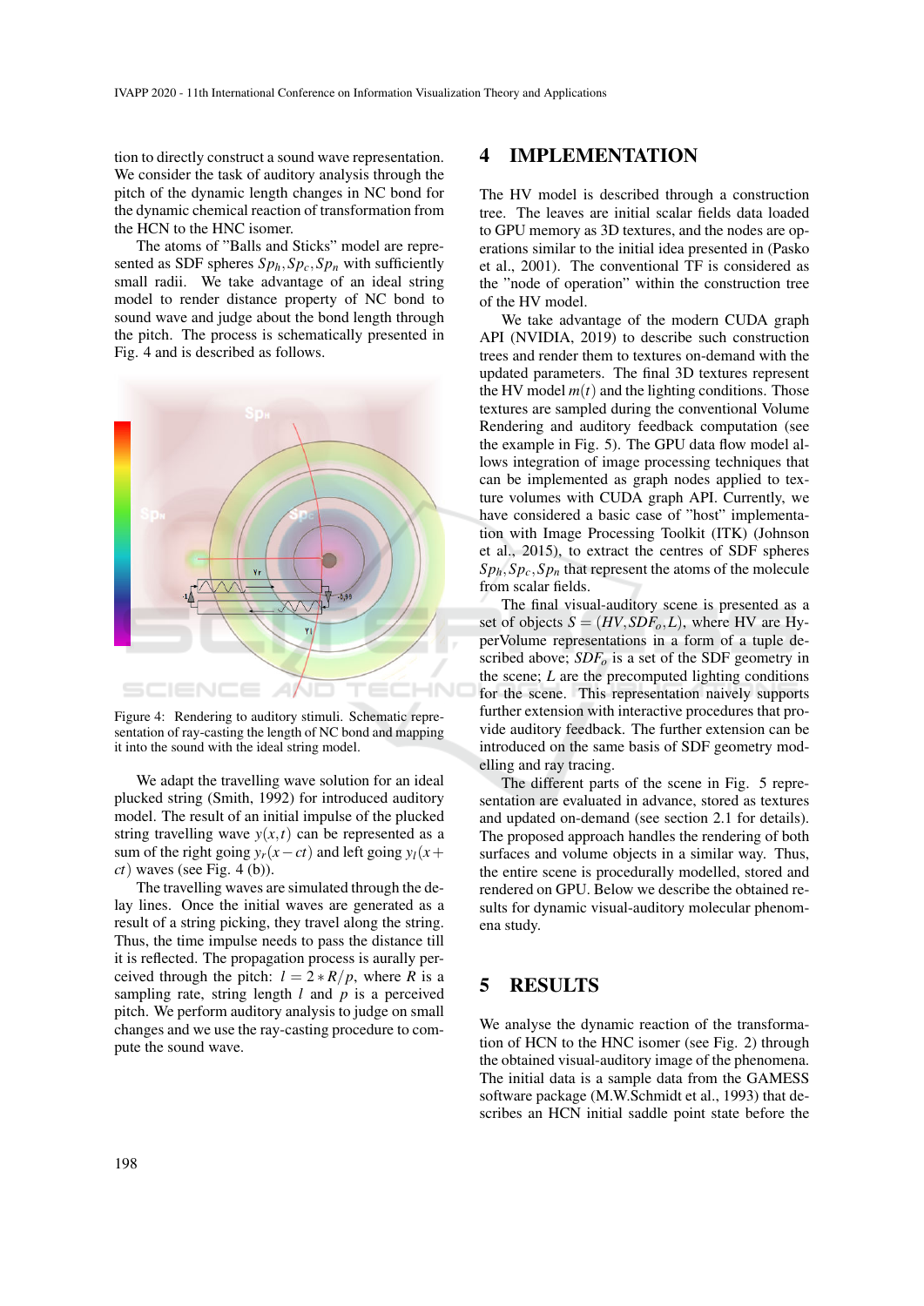tion to directly construct a sound wave representation. We consider the task of auditory analysis through the pitch of the dynamic length changes in NC bond for the dynamic chemical reaction of transformation from the HCN to the HNC isomer.

The atoms of "Balls and Sticks" model are represented as SDF spheres $Sp_h, Sp_c, Sp_n$ with sufficiently small radii. We take advantage of an ideal string model to render distance property of NC bond to sound wave and judge about the bond length through the pitch. The process is schematically presented in Fig. 4 and is described as follows.

Figure 4: Rendering to auditory stimuli. Schematic representation of ray-casting the length of NC bond and mapping it into the sound with the ideal string model.

We adapt the travelling wave solution for an ideal plucked string (Smith, 1992) for introduced auditory model. The result of an initial impulse of the plucked string travelling wave $y(x,t)$ can be represented as a sum of the right going $y_r(x-ct)$ and left going $y_l(x+ct)$ waves (see Fig. 4 (b)).

The travelling waves are simulated through the delay lines. Once the initial waves are generated as a result of a string picking, they travel along the string. Thus, the time impulse needs to pass the distance till it is reflected. The propagation process is aurally perceived through the pitch: $l = 2 * R/p$, where $R$ is a sampling rate, string length $l$ and $p$ is a perceived pitch. We perform auditory analysis to judge on small changes and we use the ray-casting procedure to compute the sound wave.

## 4 IMPLEMENTATION

The HV model is described through a construction tree. The leaves are initial scalar fields data loaded to GPU memory as 3D textures, and the nodes are operations similar to the initial idea presented in (Pasko et al., 2001). The conventional TF is considered as the "node of operation" within the construction tree of the HV model.

We take advantage of the modern CUDA graph API (NVIDIA, 2019) to describe such construction trees and render them to textures on-demand with the updated parameters. The final 3D textures represent the HV model $m(t)$ and the lighting conditions. Those textures are sampled during the conventional Volume Rendering and auditory feedback computation (see the example in Fig. 5). The GPU data flow model allows integration of image processing techniques that can be implemented as graph nodes applied to texture volumes with CUDA graph API. Currently, we have considered a basic case of "host" implementation with Image Processing Toolkit (ITK) (Johnson et al., 2015), to extract the centres of SDF spheres $Sp_h, Sp_c, Sp_n$ that represent the atoms of the molecule from scalar fields.

The final visual-auditory scene is presented as a set of objects $S = (HV, SDF_o, L)$, where HV are HyperVolume representations in a form of a tuple described above; $SDF_o$ is a set of the SDF geometry in the scene; $L$ are the precomputed lighting conditions for the scene. This representation naively supports further extension with interactive procedures that provide auditory feedback. The further extension can be introduced on the same basis of SDF geometry modelling and ray tracing.

The different parts of the scene in Fig. 5 representation are evaluated in advance, stored as textures and updated on-demand (see section 2.1 for details). The proposed approach handles the rendering of both surfaces and volume objects in a similar way. Thus, the entire scene is procedurally modelled, stored and rendered on GPU. Below we describe the obtained results for dynamic visual-auditory molecular phenomena study.

## 5 RESULTS

We analyse the dynamic reaction of the transformation of HCN to the HNC isomer (see Fig. 2) through the obtained visual-auditory image of the phenomena. The initial data is a sample data from the GAMESS software package (M.W.Schmidt et al., 1993) that describes an HCN initial saddle point state before the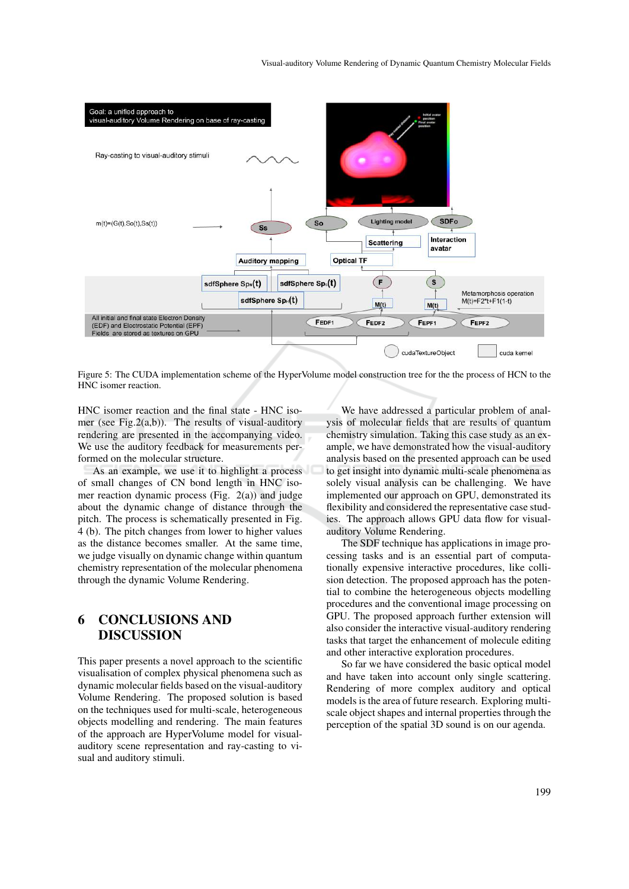Figure 5: The CUDA implementation scheme of the HyperVolume model construction tree for the the process of HCN to the HNC isomer reaction.

HNC isomer reaction and the final state - HNC isomer (see Fig.2(a,b)). The results of visual-auditory rendering are presented in the accompanying video. We use the auditory feedback for measurements performed on the molecular structure.

As an example, we use it to highlight a process of small changes of CN bond length in HNC isomer reaction dynamic process (Fig. 2(a)) and judge about the dynamic change of distance through the pitch. The process is schematically presented in Fig. 4 (b). The pitch changes from lower to higher values as the distance becomes smaller. At the same time, we judge visually on dynamic change within quantum chemistry representation of the molecular phenomena through the dynamic Volume Rendering.

## 6 CONCLUSIONS AND DISCUSSION

This paper presents a novel approach to the scientific visualisation of complex physical phenomena such as dynamic molecular fields based on the visual-auditory Volume Rendering. The proposed solution is based on the techniques used for multi-scale, heterogeneous objects modelling and rendering. The main features of the approach are HyperVolume model for visual-auditory scene representation and ray-casting to visual and auditory stimuli.

We have addressed a particular problem of analysis of molecular fields that are results of quantum chemistry simulation. Taking this case study as an example, we have demonstrated how the visual-auditory analysis based on the presented approach can be used to get insight into dynamic multi-scale phenomena as solely visual analysis can be challenging. We have implemented our approach on GPU, demonstrated its flexibility and considered the representative case studies. The approach allows GPU data flow for visual-auditory Volume Rendering.

The SDF technique has applications in image processing tasks and is an essential part of computationally expensive interactive procedures, like collision detection. The proposed approach has the potential to combine the heterogeneous objects modelling procedures and the conventional image processing on GPU. The proposed approach further extension will also consider the interactive visual-auditory rendering tasks that target the enhancement of molecule editing and other interactive exploration procedures.

So far we have considered the basic optical model and have taken into account only single scattering. Rendering of more complex auditory and optical models is the area of future research. Exploring multi-scale object shapes and internal properties through the perception of the spatial 3D sound is on our agenda.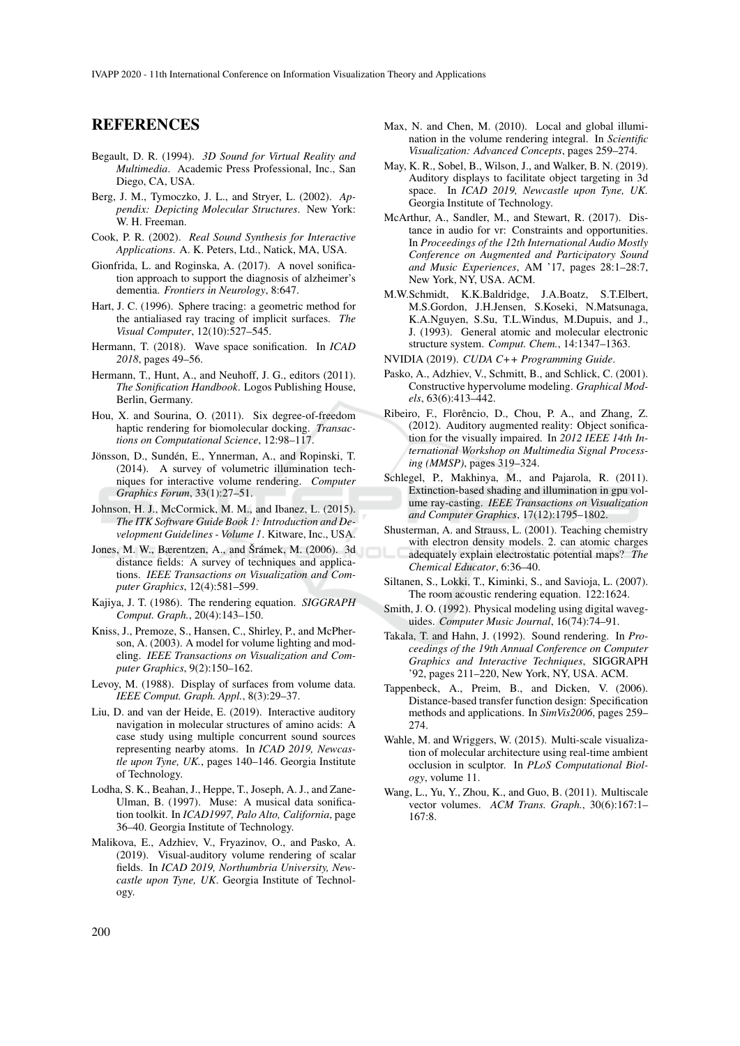## REFERENCES

Begault, D. R. (1994). *3D Sound for Virtual Reality and Multimedia*. Academic Press Professional, Inc., San Diego, CA, USA.

Berg, J. M., Tymoczko, J. L., and Stryer, L. (2002). *Appendix: Depicting Molecular Structures*. New York: W. H. Freeman.

Cook, P. R. (2002). *Real Sound Synthesis for Interactive Applications*. A. K. Peters, Ltd., Natick, MA, USA.

Gionfrida, L. and Roginska, A. (2017). A novel sonification approach to support the diagnosis of alzheimer's dementia. *Frontiers in Neurology*, 8:647.

Hart, J. C. (1996). Sphere tracing: a geometric method for the antialiased ray tracing of implicit surfaces. *The Visual Computer*, 12(10):527–545.

Hermann, T. (2018). Wave space sonification. In *ICAD 2018*, pages 49–56.

Hermann, T., Hunt, A., and Neuhoff, J. G., editors (2011). *The Sonification Handbook*. Logos Publishing House, Berlin, Germany.

Hou, X. and Sourina, O. (2011). Six degree-of-freedom haptic rendering for biomolecular docking. *Transactions on Computational Science*, 12:98–117.

Jönsson, D., Sundén, E., Ynnerman, A., and Ropinski, T. (2014). A survey of volumetric illumination techniques for interactive volume rendering. *Computer Graphics Forum*, 33(1):27–51.

Johnson, H. J., McCormick, M. M., and Ibanez, L. (2015). *The ITK Software Guide Book 1: Introduction and Development Guidelines - Volume 1*. Kitware, Inc., USA.

Jones, M. W., Bærentzen, A., and Šrámek, M. (2006). 3d distance fields: A survey of techniques and applications. *IEEE Transactions on Visualization and Computer Graphics*, 12(4):581–599.

Kajiya, J. T. (1986). The rendering equation. *SIGGRAPH Comput. Graph.*, 20(4):143–150.

Kniss, J., Premoze, S., Hansen, C., Shirley, P., and McPherson, A. (2003). A model for volume lighting and modeling. *IEEE Transactions on Visualization and Computer Graphics*, 9(2):150–162.

Levoy, M. (1988). Display of surfaces from volume data. *IEEE Comput. Graph. Appl.*, 8(3):29–37.

Liu, D. and van der Heide, E. (2019). Interactive auditory navigation in molecular structures of amino acids: A case study using multiple concurrent sound sources representing nearby atoms. In *ICAD 2019, Newcastle upon Tyne, UK.*, pages 140–146. Georgia Institute of Technology.

Lodha, S. K., Beahan, J., Heppe, T., Joseph, A. J., and Zane-Ulman, B. (1997). Muse: A musical data sonification toolkit. In *ICAD1997, Palo Alto, California*, page 36–40. Georgia Institute of Technology.

Malikova, E., Adzhiev, V., Fryazinov, O., and Pasko, A. (2019). Visual-auditory volume rendering of scalar fields. In *ICAD 2019, Northumbria University, Newcastle upon Tyne, UK*. Georgia Institute of Technology.

Max, N. and Chen, M. (2010). Local and global illumination in the volume rendering integral. In *Scientific Visualization: Advanced Concepts*, pages 259–274.

May, K. R., Sobel, B., Wilson, J., and Walker, B. N. (2019). Auditory displays to facilitate object targeting in 3d space. In *ICAD 2019, Newcastle upon Tyne, UK.* Georgia Institute of Technology.

McArthur, A., Sandler, M., and Stewart, R. (2017). Distance in audio for vr: Constraints and opportunities. In *Proceedings of the 12th International Audio Mostly Conference on Augmented and Participatory Sound and Music Experiences*, AM '17, pages 28:1–28:7, New York, NY, USA. ACM.

M.W.Schmidt, K.K.Baldridge, J.A.Boatz, S.T.Elbert, M.S.Gordon, J.H.Jensen, S.Koseki, N.Matsunaga, K.A.Nguyen, S.Su, T.L.Windus, M.Dupuis, and J., J. (1993). General atomic and molecular electronic structure system. *Comput. Chem.*, 14:1347–1363.

NVIDIA (2019). *CUDA C++ Programming Guide*.

Pasko, A., Adzhiev, V., Schmitt, B., and Schlick, C. (2001). Constructive hypervolume modeling. *Graphical Models*, 63(6):413–442.

Ribeiro, F., Florêncio, D., Chou, P. A., and Zhang, Z. (2012). Auditory augmented reality: Object sonification for the visually impaired. In *2012 IEEE 14th International Workshop on Multimedia Signal Processing (MMSP)*, pages 319–324.

Schlegel, P., Makhinya, M., and Pajarola, R. (2011). Extinction-based shading and illumination in gpu volume ray-casting. *IEEE Transactions on Visualization and Computer Graphics*, 17(12):1795–1802.

Shusterman, A. and Strauss, L. (2001). Teaching chemistry with electron density models. 2. can atomic charges adequately explain electrostatic potential maps? *The Chemical Educator*, 6:36–40.

Siltanen, S., Lokki, T., Kiminki, S., and Savioja, L. (2007). The room acoustic rendering equation. 122:1624.

Smith, J. O. (1992). Physical modeling using digital waveguides. *Computer Music Journal*, 16(74):74–91.

Takala, T. and Hahn, J. (1992). Sound rendering. In *Proceedings of the 19th Annual Conference on Computer Graphics and Interactive Techniques*, SIGGRAPH '92, pages 211–220, New York, NY, USA. ACM.

Tappenbeck, A., Preim, B., and Dicken, V. (2006). Distance-based transfer function design: Specification methods and applications. In *SimVis2006*, pages 259–274.

Wahle, M. and Wriggers, W. (2015). Multi-scale visualization of molecular architecture using real-time ambient occlusion in sculptor. In *PLoS Computational Biology*, volume 11.

Wang, L., Yu, Y., Zhou, K., and Guo, B. (2011). Multiscale vector volumes. *ACM Trans. Graph.*, 30(6):167:1–167:8.